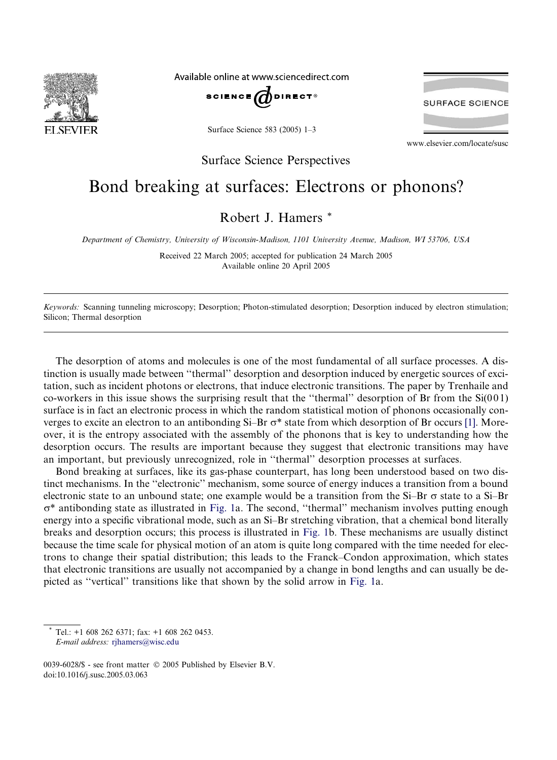Surface Science Perspectives

# Bond breaking at surfaces: Electrons or phonons?

Robert J. Hamers *

*Department of Chemistry, University of Wisconsin-Madison, 1101 University Avenue, Madison, WI 53706, USA*

Received 22 March 2005; accepted for publication 24 March 2005
Available online 20 April 2005

---

*Keywords:* Scanning tunneling microscopy; Desorption; Photon-stimulated desorption; Desorption induced by electron stimulation; Silicon; Thermal desorption

---

The desorption of atoms and molecules is one of the most fundamental of all surface processes. A distinction is usually made between ''thermal'' desorption and desorption induced by energetic sources of excitation, such as incident photons or electrons, that induce electronic transitions. The paper by Trenhaile and co-workers in this issue shows the surprising result that the ''thermal'' desorption of Br from the Si(001) surface is in fact an electronic process in which the random statistical motion of phonons occasionally converges to excite an electron to an antibonding Si–Br $\sigma^*$ state from which desorption of Br occurs [1]. Moreover, it is the entropy associated with the assembly of the phonons that is key to understanding how the desorption occurs. The results are important because they suggest that electronic transitions may have an important, but previously unrecognized, role in ''thermal'' desorption processes at surfaces.

Bond breaking at surfaces, like its gas-phase counterpart, has long been understood based on two distinct mechanisms. In the ''electronic'' mechanism, some source of energy induces a transition from a bound electronic state to an unbound state; one example would be a transition from the Si–Br $\sigma$ state to a Si–Br $\sigma^*$ antibonding state as illustrated in Fig. 1a. The second, ''thermal'' mechanism involves putting enough energy into a specific vibrational mode, such as an Si–Br stretching vibration, that a chemical bond literally breaks and desorption occurs; this process is illustrated in Fig. 1b. These mechanisms are usually distinct because the time scale for physical motion of an atom is quite long compared with the time needed for electrons to change their spatial distribution; this leads to the Franck–Condon approximation, which states that electronic transitions are usually not accompanied by a change in bond lengths and can usually be depicted as ''vertical'' transitions like that shown by the solid arrow in Fig. 1a.

---

* Tel.: +1 608 262 6371; fax: +1 608 262 0453.
*E-mail address:* rjhamers@wisc.edu

0039-6028/$ - see front matter © 2005 Published by Elsevier B.V.
doi:10.1016/j.susc.2005.03.063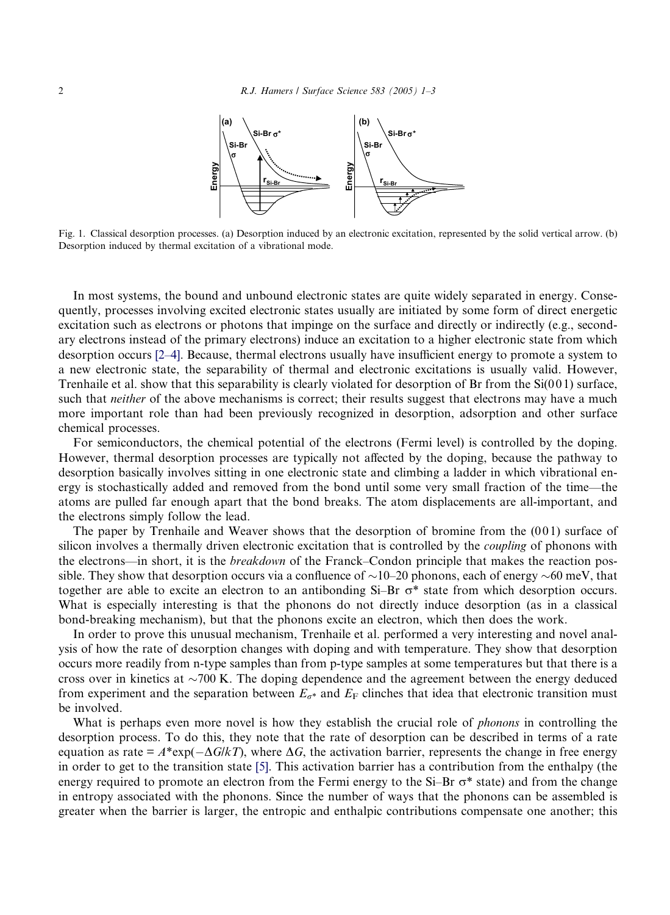Fig. 1. Classical desorption processes. (a) Desorption induced by an electronic excitation, represented by the solid vertical arrow. (b) Desorption induced by thermal excitation of a vibrational mode.

In most systems, the bound and unbound electronic states are quite widely separated in energy. Consequently, processes involving excited electronic states usually are initiated by some form of direct energetic excitation such as electrons or photons that impinge on the surface and directly or indirectly (e.g., secondary electrons instead of the primary electrons) induce an excitation to a higher electronic state from which desorption occurs [2–4]. Because, thermal electrons usually have insufficient energy to promote a system to a new electronic state, the separability of thermal and electronic excitations is usually valid. However, Trenhaile et al. show that this separability is clearly violated for desorption of Br from the Si(001) surface, such that *neither* of the above mechanisms is correct; their results suggest that electrons may have a much more important role than had been previously recognized in desorption, adsorption and other surface chemical processes.

For semiconductors, the chemical potential of the electrons (Fermi level) is controlled by the doping. However, thermal desorption processes are typically not affected by the doping, because the pathway to desorption basically involves sitting in one electronic state and climbing a ladder in which vibrational energy is stochastically added and removed from the bond until some very small fraction of the time—the atoms are pulled far enough apart that the bond breaks. The atom displacements are all-important, and the electrons simply follow the lead.

The paper by Trenhaile and Weaver shows that the desorption of bromine from the (001) surface of silicon involves a thermally driven electronic excitation that is controlled by the *coupling* of phonons with the electrons—in short, it is the *breakdown* of the Franck–Condon principle that makes the reaction possible. They show that desorption occurs via a confluence of ~10–20 phonons, each of energy ~60 meV, that together are able to excite an electron to an antibonding Si–Br $\sigma^*$ state from which desorption occurs. What is especially interesting is that the phonons do not directly induce desorption (as in a classical bond-breaking mechanism), but that the phonons excite an electron, which then does the work.

In order to prove this unusual mechanism, Trenhaile et al. performed a very interesting and novel analysis of how the rate of desorption changes with doping and with temperature. They show that desorption occurs more readily from n-type samples than from p-type samples at some temperatures but that there is a cross over in kinetics at ~700 K. The doping dependence and the agreement between the energy deduced from experiment and the separation between $E_{\sigma^*}$ and $E_F$ clinches that idea that electronic transition must be involved.

What is perhaps even more novel is how they establish the crucial role of *phonons* in controlling the desorption process. To do this, they note that the rate of desorption can be described in terms of a rate equation as rate = $A^*\exp(-\Delta G/kT)$, where $\Delta G$, the activation barrier, represents the change in free energy in order to get to the transition state [5]. This activation barrier has a contribution from the enthalpy (the energy required to promote an electron from the Fermi energy to the Si–Br $\sigma^*$ state) and from the change in entropy associated with the phonons. Since the number of ways that the phonons can be assembled is greater when the barrier is larger, the entropic and enthalpic contributions compensate one another; this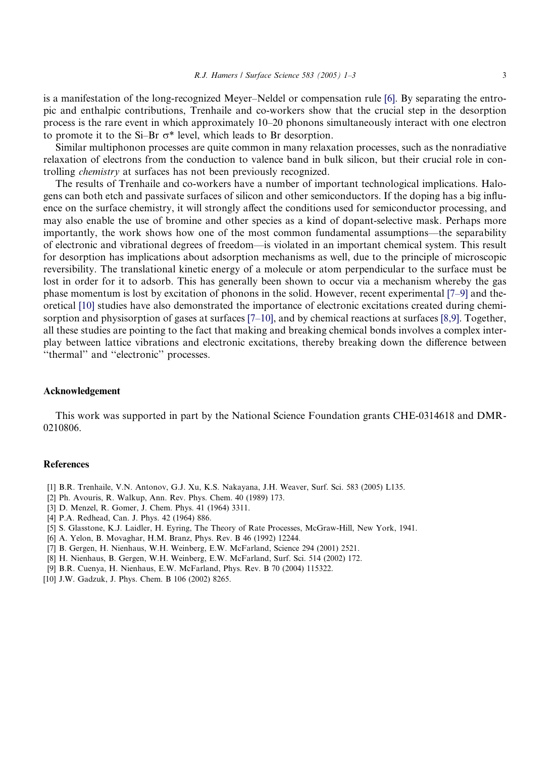is a manifestation of the long-recognized Meyer–Neldel or compensation rule [6]. By separating the entropic and enthalpic contributions, Trenhaile and co-workers show that the crucial step in the desorption process is the rare event in which approximately 10–20 phonons simultaneously interact with one electron to promote it to the Si–Br $\sigma^*$ level, which leads to Br desorption.

Similar multiphonon processes are quite common in many relaxation processes, such as the nonradiative relaxation of electrons from the conduction to valence band in bulk silicon, but their crucial role in controlling *chemistry* at surfaces has not been previously recognized.

The results of Trenhaile and co-workers have a number of important technological implications. Halogens can both etch and passivate surfaces of silicon and other semiconductors. If the doping has a big influence on the surface chemistry, it will strongly affect the conditions used for semiconductor processing, and may also enable the use of bromine and other species as a kind of dopant-selective mask. Perhaps more importantly, the work shows how one of the most common fundamental assumptions—the separability of electronic and vibrational degrees of freedom—is violated in an important chemical system. This result for desorption has implications about adsorption mechanisms as well, due to the principle of microscopic reversibility. The translational kinetic energy of a molecule or atom perpendicular to the surface must be lost in order for it to adsorb. This has generally been shown to occur via a mechanism whereby the gas phase momentum is lost by excitation of phonons in the solid. However, recent experimental [7–9] and theoretical [10] studies have also demonstrated the importance of electronic excitations created during chemisorption and physisorption of gases at surfaces [7–10], and by chemical reactions at surfaces [8,9]. Together, all these studies are pointing to the fact that making and breaking chemical bonds involves a complex interplay between lattice vibrations and electronic excitations, thereby breaking down the difference between "thermal" and "electronic" processes.

## Acknowledgement

This work was supported in part by the National Science Foundation grants CHE-0314618 and DMR-0210806.

## References

[1] B.R. Trenhaile, V.N. Antonov, G.J. Xu, K.S. Nakayana, J.H. Weaver, Surf. Sci. 583 (2005) L135.
[2] Ph. Avouris, R. Walkup, Ann. Rev. Phys. Chem. 40 (1989) 173.
[3] D. Menzel, R. Gomer, J. Chem. Phys. 41 (1964) 3311.
[4] P.A. Redhead, Can. J. Phys. 42 (1964) 886.
[5] S. Glasstone, K.J. Laidler, H. Eyring, The Theory of Rate Processes, McGraw-Hill, New York, 1941.
[6] A. Yelon, B. Movaghar, H.M. Branz, Phys. Rev. B 46 (1992) 12244.
[7] B. Gergen, H. Nienhaus, W.H. Weinberg, E.W. McFarland, Science 294 (2001) 2521.
[8] H. Nienhaus, B. Gergen, W.H. Weinberg, E.W. McFarland, Surf. Sci. 514 (2002) 172.
[9] B.R. Cuenya, H. Nienhaus, E.W. McFarland, Phys. Rev. B 70 (2004) 115322.
[10] J.W. Gadzuk, J. Phys. Chem. B 106 (2002) 8265.